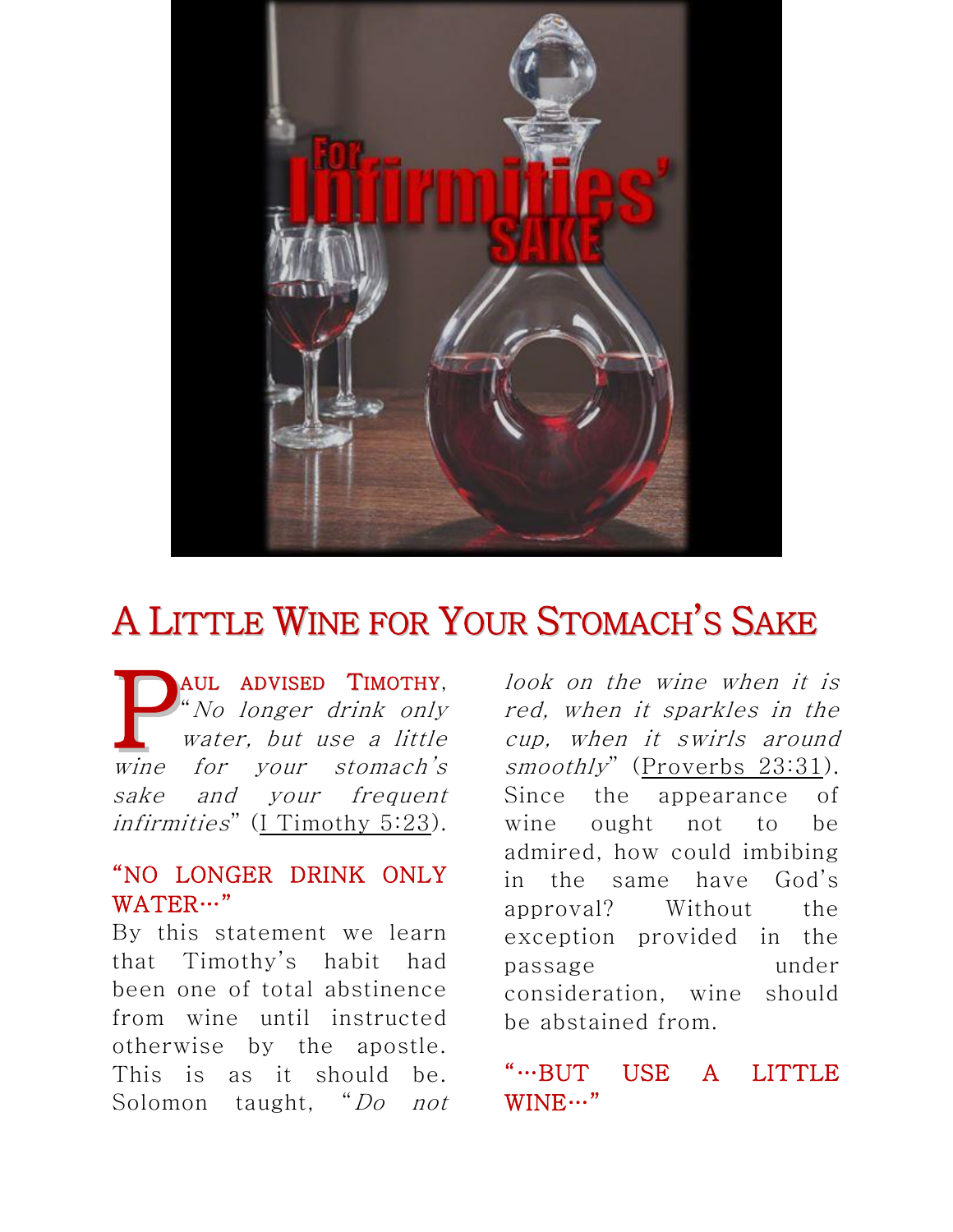# A Little Wine for Your Stomach's Sake

PAUL ADVISED TIMOTHY, "*No longer drink only water, but use a little wine for your stomach's sake and your frequent infirmities*" (I Timothy 5:23).

### "NO LONGER DRINK ONLY WATER…"

By this statement we learn that Timothy's habit had been one of total abstinence from wine until instructed otherwise by the apostle. This is as it should be. Solomon taught, "*Do not look on the wine when it is red, when it sparkles in the cup, when it swirls around smoothly*" (Proverbs 23:31). Since the appearance of wine ought not to be admired, how could imbibing in the same have God's approval? Without the exception provided in the passage under consideration, wine should be abstained from.

### "…BUT USE A LITTLE WINE…"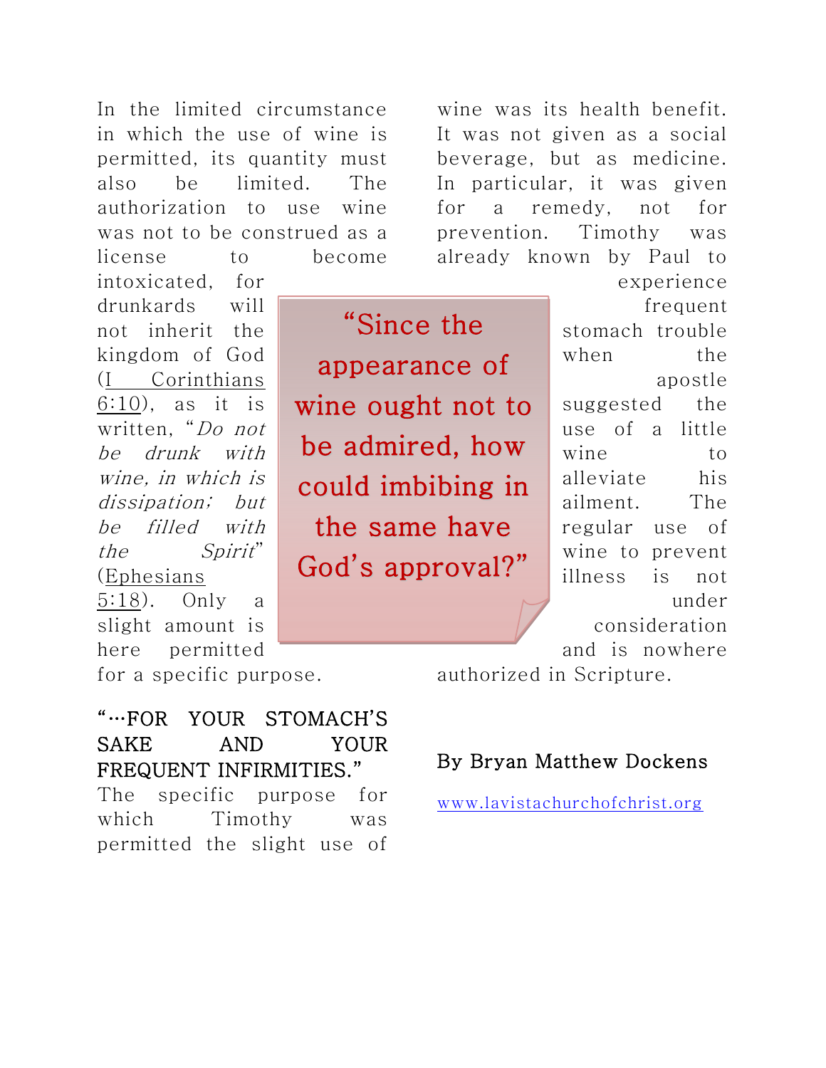In the limited circumstance in which the use of wine is permitted, its quantity must also be limited. The authorization to use wine was not to be construed as a license to become intoxicated, for drunkards will not inherit the kingdom of God (I Corinthians 6:10), as it is written, "*Do not be drunk with wine, in which is dissipation; but be filled with the Spirit*" (Ephesians 5:18). Only a slight amount is here permitted for a specific purpose.

> "Since the appearance of wine ought not to be admired, how could imbibing in the same have God's approval?"

### "…FOR YOUR STOMACH'S SAKE AND YOUR FREQUENT INFIRMITIES."

The specific purpose for which Timothy was permitted the slight use of wine was its health benefit. It was not given as a social beverage, but as medicine. In particular, it was given for a remedy, not for prevention. Timothy was already known by Paul to experience frequent stomach trouble when the apostle suggested the use of a little wine to alleviate his ailment. The regular use of wine to prevent illness is not under consideration and is nowhere authorized in Scripture.

By Bryan Matthew Dockens

www.lavistachurchofchrist.org